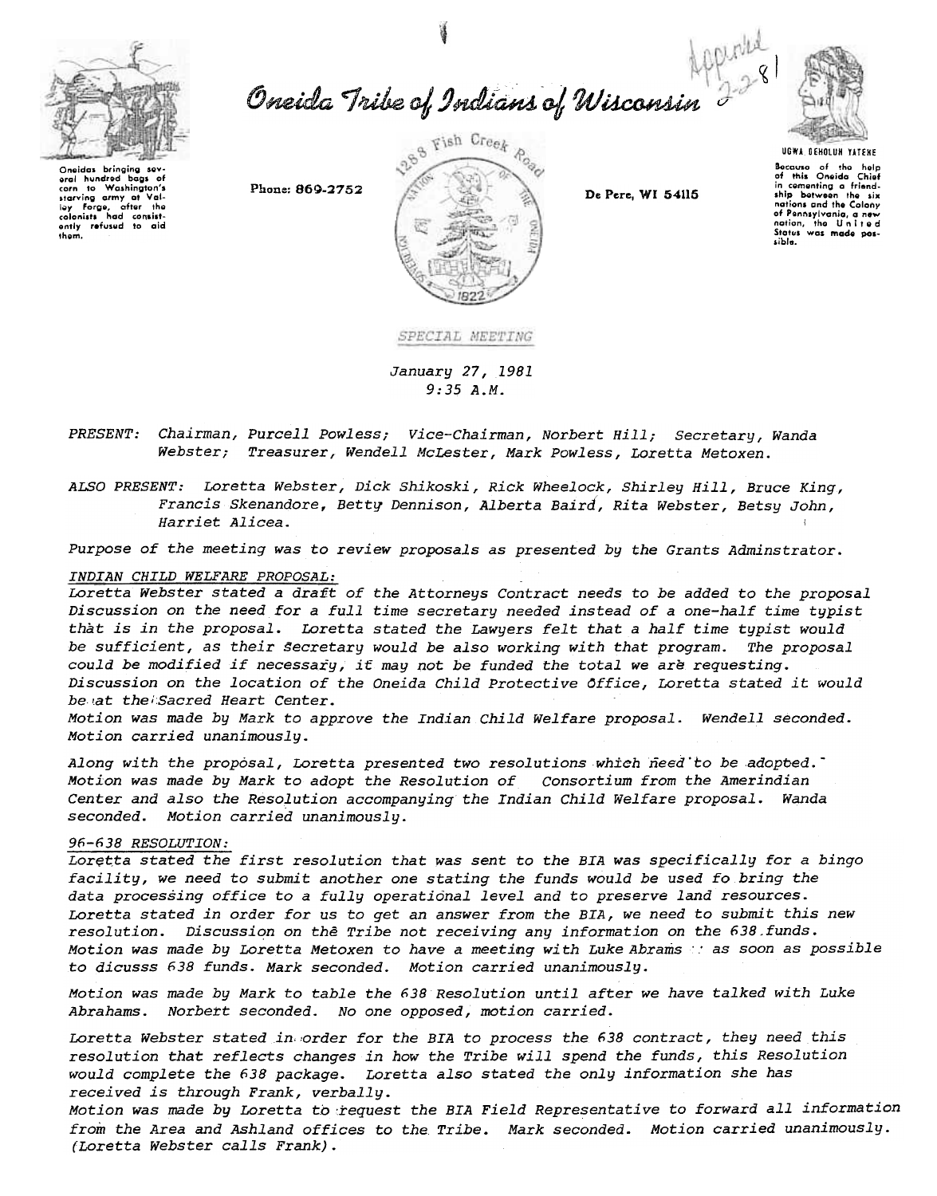# Oneida Tribe of Indians of Wisconsin

Oneidas bringing several hundred bags of corn to Washington's starving army at Valley Forge, after the colonists had consistently refused to aid them.

Phone: 869-2752

1288 Fish Creek Road

De Pere, WI 54115

UGWA DEHOLUH YATEHE

Because of the help of this Oneida Chief in cementing a friendship between the six nations and the Colony of Pennsylvania, a new nation, the United Status was made possible.

Approved 2-2-81

*SPECIAL MEETING*

*January 27, 1981*
*9:35 A.M.*

*PRESENT: Chairman, Purcell Powless; Vice-Chairman, Norbert Hill; Secretary, Wanda Webster; Treasurer, Wendell McLester, Mark Powless, Loretta Metoxen.*

*ALSO PRESENT: Loretta Webster, Dick Shikoski, Rick Wheelock, Shirley Hill, Bruce King, Francis Skenandore, Betty Dennison, Alberta Baird, Rita Webster, Betsy John, Harriet Alicea.*

*Purpose of the meeting was to review proposals as presented by the Grants Adminstrator.*

*INDIAN CHILD WELFARE PROPOSAL:*

*Loretta Webster stated a draft of the Attorneys Contract needs to be added to the proposal Discussion on the need for a full time secretary needed instead of a one-half time typist that is in the proposal. Loretta stated the Lawyers felt that a half time typist would be sufficient, as their Secretary would be also working with that program. The proposal could be modified if necessary, it may not be funded the total we are requesting. Discussion on the location of the Oneida Child Protective Office, Loretta stated it would be at the Sacred Heart Center.*

*Motion was made by Mark to approve the Indian Child Welfare proposal. Wendell seconded. Motion carried unanimously.*

*Along with the proposal, Loretta presented two resolutions which need to be adopted. Motion was made by Mark to adopt the Resolution of Consortium from the Amerindian Center and also the Resolution accompanying the Indian Child Welfare proposal. Wanda seconded. Motion carried unanimously.*

*96-638 RESOLUTION:*

*Loretta stated the first resolution that was sent to the BIA was specifically for a bingo facility, we need to submit another one stating the funds would be used fo bring the data processing office to a fully operational level and to preserve land resources. Loretta stated in order for us to get an answer from the BIA, we need to submit this new resolution. Discussion on the Tribe not receiving any information on the 638 funds. Motion was made by Loretta Metoxen to have a meeting with Luke Abrams as soon as possible to dicusss 638 funds. Mark seconded. Motion carried unanimously.*

*Motion was made by Mark to table the 638 Resolution until after we have talked with Luke Abrahams. Norbert seconded. No one opposed, motion carried.*

*Loretta Webster stated in order for the BIA to process the 638 contract, they need this resolution that reflects changes in how the Tribe will spend the funds, this Resolution would complete the 638 package. Loretta also stated the only information she has received is through Frank, verbally.*

*Motion was made by Loretta to request the BIA Field Representative to forward all information from the Area and Ashland offices to the Tribe. Mark seconded. Motion carried unanimously. (Loretta Webster calls Frank).*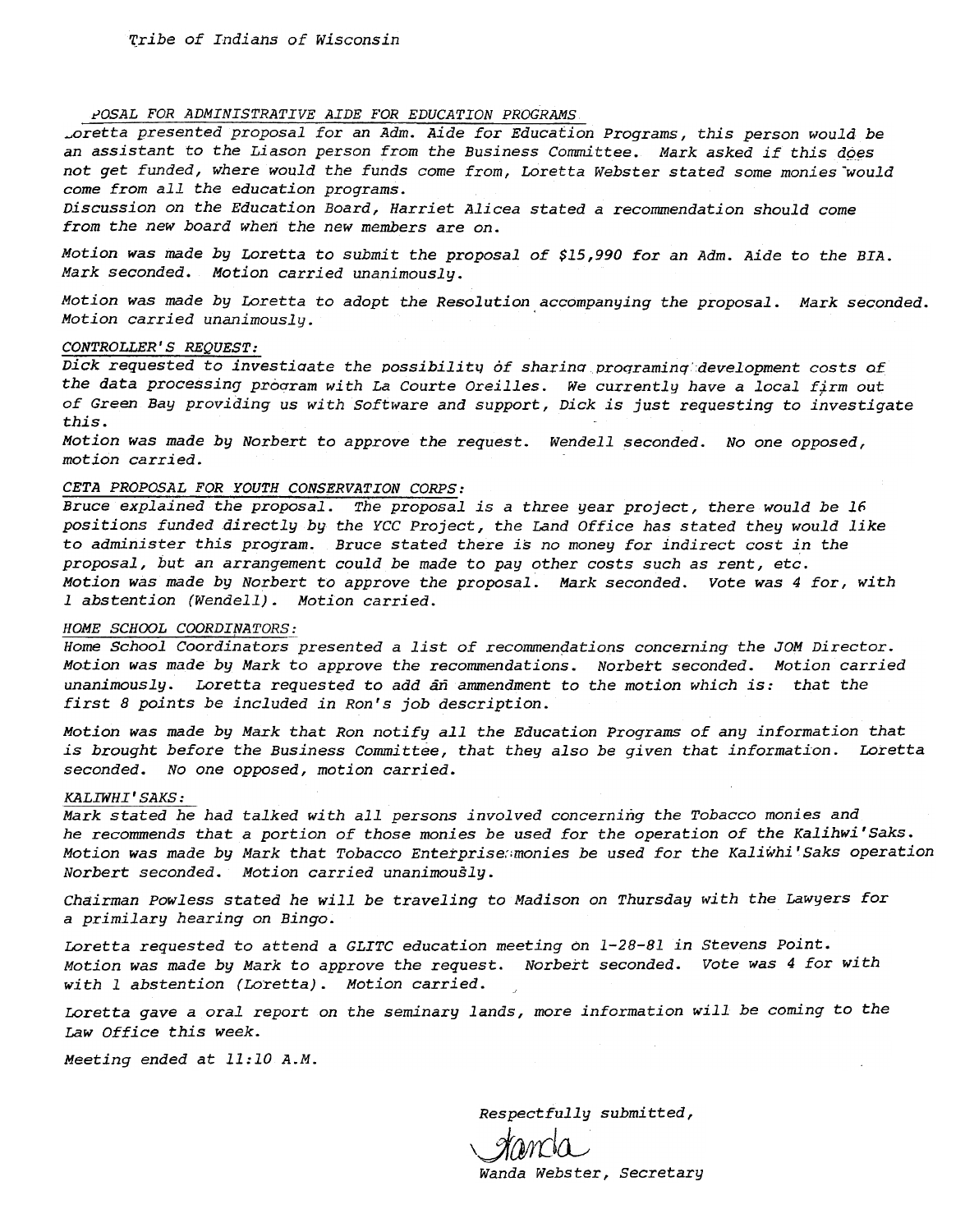Tribe of Indians of Wisconsin

*POSAL FOR ADMINISTRATIVE AIDE FOR EDUCATION PROGRAMS*

*Loretta presented proposal for an Adm. Aide for Education Programs, this person would be an assistant to the Liason person from the Business Committee. Mark asked if this does not get funded, where would the funds come from, Loretta Webster stated some monies would come from all the education programs.*
*Discussion on the Education Board, Harriet Alicea stated a recommendation should come from the new board when the new members are on.*

*Motion was made by Loretta to submit the proposal of $15,990 for an Adm. Aide to the BIA. Mark seconded. Motion carried unanimously.*

*Motion was made by Loretta to adopt the Resolution accompanying the proposal. Mark seconded. Motion carried unanimously.*

*CONTROLLER'S REQUEST:*

*Dick requested to investigate the possibility of sharing programing development costs of the data processing program with La Courte Oreilles. We currently have a local firm out of Green Bay providing us with Software and support, Dick is just requesting to investigate this.*
*Motion was made by Norbert to approve the request. Wendell seconded. No one opposed, motion carried.*

*CETA PROPOSAL FOR YOUTH CONSERVATION CORPS:*

*Bruce explained the proposal. The proposal is a three year project, there would be 16 positions funded directly by the YCC Project, the Land Office has stated they would like to administer this program. Bruce stated there is no money for indirect cost in the proposal, but an arrangement could be made to pay other costs such as rent, etc.*
*Motion was made by Norbert to approve the proposal. Mark seconded. Vote was 4 for, with 1 abstention (Wendell). Motion carried.*

*HOME SCHOOL COORDINATORS:*

*Home School Coordinators presented a list of recommendations concerning the JOM Director. Motion was made by Mark to approve the recommendations. Norbert seconded. Motion carried unanimously. Loretta requested to add an ammendment to the motion which is: that the first 8 points be included in Ron's job description.*

*Motion was made by Mark that Ron notify all the Education Programs of any information that is brought before the Business Committee, that they also be given that information. Loretta seconded. No one opposed, motion carried.*

*KALIWHI'SAKS:*

*Mark stated he had talked with all persons involved concerning the Tobacco monies and he recommends that a portion of those monies be used for the operation of the Kalihwi'Saks. Motion was made by Mark that Tobacco Enterprise monies be used for the Kaliwhi'Saks operation Norbert seconded. Motion carried unanimously.*

*Chairman Powless stated he will be traveling to Madison on Thursday with the Lawyers for a primilary hearing on Bingo.*

*Loretta requested to attend a GLITC education meeting on 1-28-81 in Stevens Point. Motion was made by Mark to approve the request. Norbert seconded. Vote was 4 for with with 1 abstention (Loretta). Motion carried.*

*Loretta gave a oral report on the seminary lands, more information will be coming to the Law Office this week.*

*Meeting ended at 11:10 A.M.*

*Respectfully submitted,*

Wanda

*Wanda Webster, Secretary*